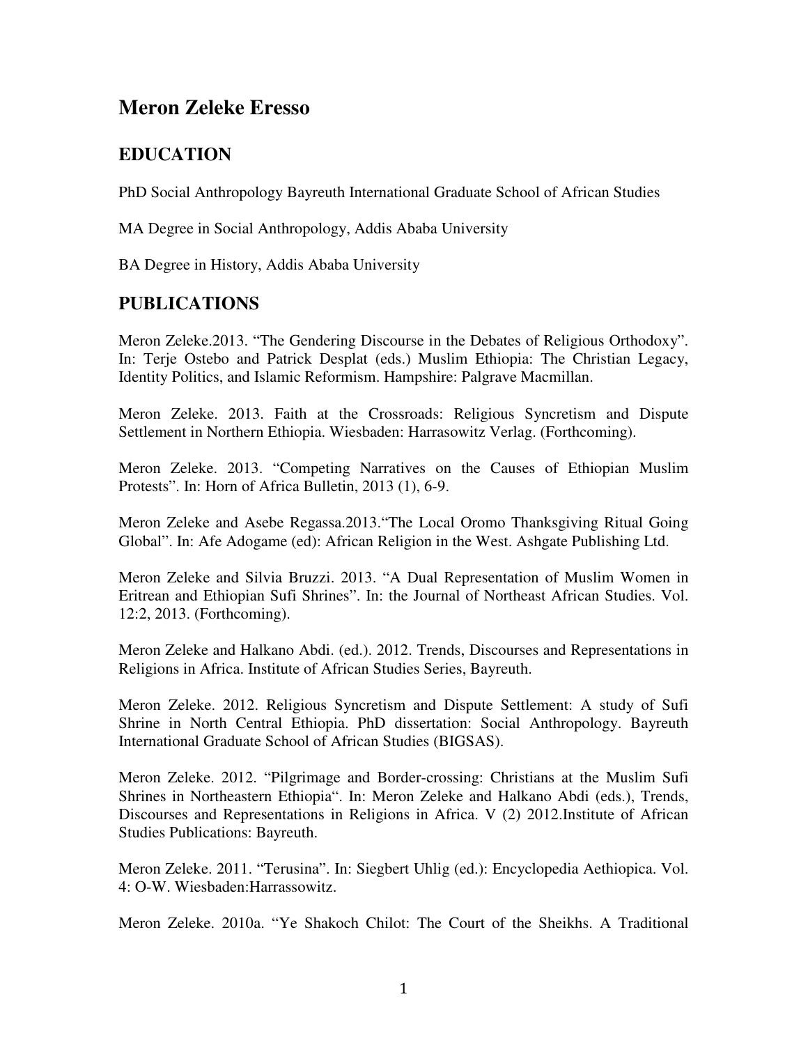# Meron Zeleke Eresso

## EDUCATION

PhD Social Anthropology Bayreuth International Graduate School of African Studies

MA Degree in Social Anthropology, Addis Ababa University

BA Degree in History, Addis Ababa University

## PUBLICATIONS

Meron Zeleke.2013. "The Gendering Discourse in the Debates of Religious Orthodoxy". In: Terje Ostebo and Patrick Desplat (eds.) Muslim Ethiopia: The Christian Legacy, Identity Politics, and Islamic Reformism. Hampshire: Palgrave Macmillan.

Meron Zeleke. 2013. Faith at the Crossroads: Religious Syncretism and Dispute Settlement in Northern Ethiopia. Wiesbaden: Harrasowitz Verlag. (Forthcoming).

Meron Zeleke. 2013. "Competing Narratives on the Causes of Ethiopian Muslim Protests". In: Horn of Africa Bulletin, 2013 (1), 6-9.

Meron Zeleke and Asebe Regassa.2013."The Local Oromo Thanksgiving Ritual Going Global". In: Afe Adogame (ed): African Religion in the West. Ashgate Publishing Ltd.

Meron Zeleke and Silvia Bruzzi. 2013. "A Dual Representation of Muslim Women in Eritrean and Ethiopian Sufi Shrines". In: the Journal of Northeast African Studies. Vol. 12:2, 2013. (Forthcoming).

Meron Zeleke and Halkano Abdi. (ed.). 2012. Trends, Discourses and Representations in Religions in Africa. Institute of African Studies Series, Bayreuth.

Meron Zeleke. 2012. Religious Syncretism and Dispute Settlement: A study of Sufi Shrine in North Central Ethiopia. PhD dissertation: Social Anthropology. Bayreuth International Graduate School of African Studies (BIGSAS).

Meron Zeleke. 2012. "Pilgrimage and Border-crossing: Christians at the Muslim Sufi Shrines in Northeastern Ethiopia". In: Meron Zeleke and Halkano Abdi (eds.), Trends, Discourses and Representations in Religions in Africa. V (2) 2012.Institute of African Studies Publications: Bayreuth.

Meron Zeleke. 2011. "Terusina". In: Siegbert Uhlig (ed.): Encyclopedia Aethiopica. Vol. 4: O-W. Wiesbaden:Harrassowitz.

Meron Zeleke. 2010a. "Ye Shakoch Chilot: The Court of the Sheikhs. A Traditional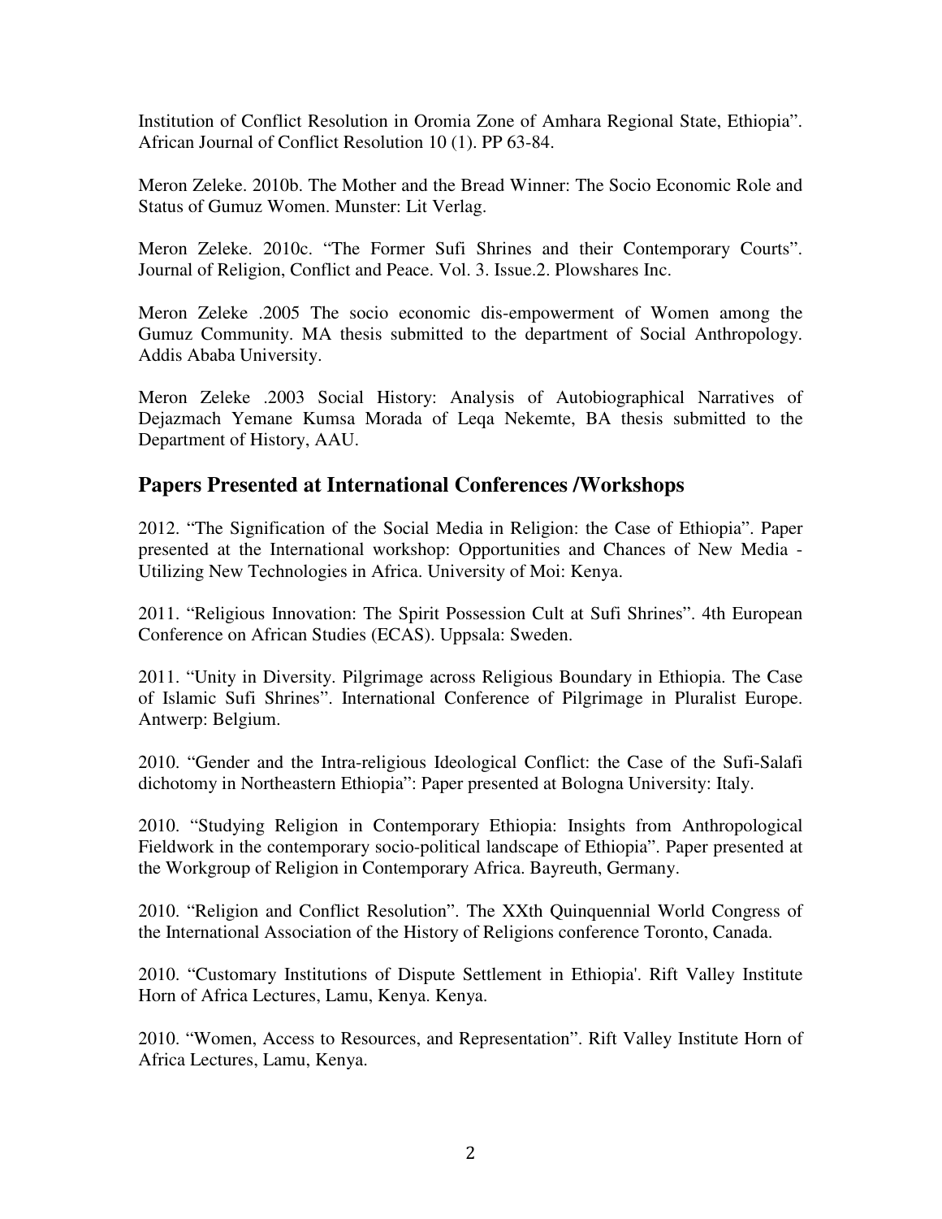Institution of Conflict Resolution in Oromia Zone of Amhara Regional State, Ethiopia". African Journal of Conflict Resolution 10 (1). PP 63-84.

Meron Zeleke. 2010b. The Mother and the Bread Winner: The Socio Economic Role and Status of Gumuz Women. Munster: Lit Verlag.

Meron Zeleke. 2010c. "The Former Sufi Shrines and their Contemporary Courts". Journal of Religion, Conflict and Peace. Vol. 3. Issue.2. Plowshares Inc.

Meron Zeleke .2005 The socio economic dis-empowerment of Women among the Gumuz Community. MA thesis submitted to the department of Social Anthropology. Addis Ababa University.

Meron Zeleke .2003 Social History: Analysis of Autobiographical Narratives of Dejazmach Yemane Kumsa Morada of Leqa Nekemte, BA thesis submitted to the Department of History, AAU.

## Papers Presented at International Conferences /Workshops

2012. "The Signification of the Social Media in Religion: the Case of Ethiopia". Paper presented at the International workshop: Opportunities and Chances of New Media - Utilizing New Technologies in Africa. University of Moi: Kenya.

2011. "Religious Innovation: The Spirit Possession Cult at Sufi Shrines". 4th European Conference on African Studies (ECAS). Uppsala: Sweden.

2011. "Unity in Diversity. Pilgrimage across Religious Boundary in Ethiopia. The Case of Islamic Sufi Shrines". International Conference of Pilgrimage in Pluralist Europe. Antwerp: Belgium.

2010. "Gender and the Intra-religious Ideological Conflict: the Case of the Sufi-Salafi dichotomy in Northeastern Ethiopia": Paper presented at Bologna University: Italy.

2010. "Studying Religion in Contemporary Ethiopia: Insights from Anthropological Fieldwork in the contemporary socio-political landscape of Ethiopia". Paper presented at the Workgroup of Religion in Contemporary Africa. Bayreuth, Germany.

2010. "Religion and Conflict Resolution". The XXth Quinquennial World Congress of the International Association of the History of Religions conference Toronto, Canada.

2010. "Customary Institutions of Dispute Settlement in Ethiopia'. Rift Valley Institute Horn of Africa Lectures, Lamu, Kenya. Kenya.

2010. "Women, Access to Resources, and Representation". Rift Valley Institute Horn of Africa Lectures, Lamu, Kenya.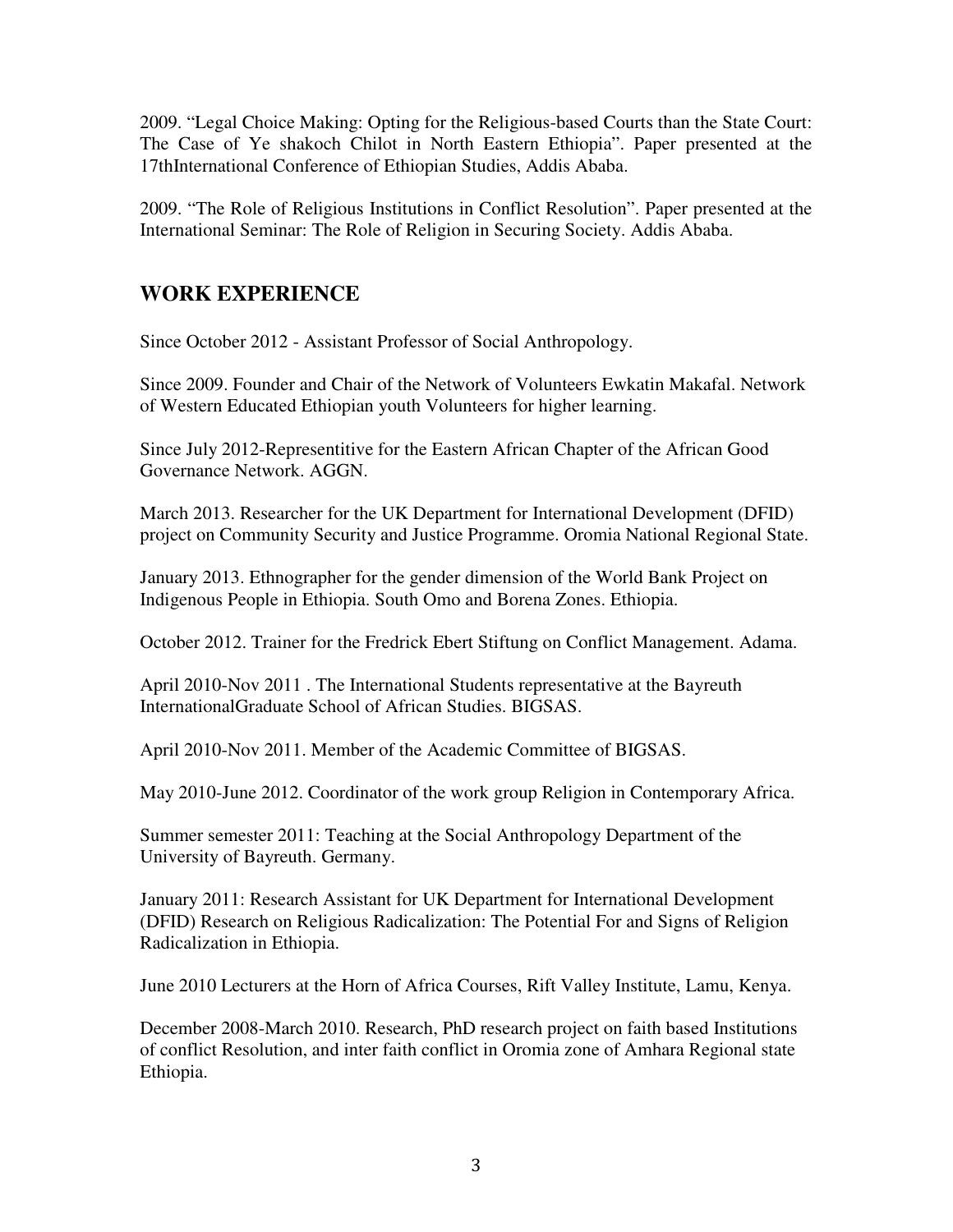2009. “Legal Choice Making: Opting for the Religious-based Courts than the State Court: The Case of Ye shakoch Chilot in North Eastern Ethiopia”. Paper presented at the 17thInternational Conference of Ethiopian Studies, Addis Ababa.

2009. “The Role of Religious Institutions in Conflict Resolution”. Paper presented at the International Seminar: The Role of Religion in Securing Society. Addis Ababa.

## WORK EXPERIENCE

Since October 2012 - Assistant Professor of Social Anthropology.

Since 2009. Founder and Chair of the Network of Volunteers Ewkatin Makafal. Network of Western Educated Ethiopian youth Volunteers for higher learning.

Since July 2012-Representitive for the Eastern African Chapter of the African Good Governance Network. AGGN.

March 2013. Researcher for the UK Department for International Development (DFID) project on Community Security and Justice Programme. Oromia National Regional State.

January 2013. Ethnographer for the gender dimension of the World Bank Project on Indigenous People in Ethiopia. South Omo and Borena Zones. Ethiopia.

October 2012. Trainer for the Fredrick Ebert Stiftung on Conflict Management. Adama.

April 2010-Nov 2011 . The International Students representative at the Bayreuth InternationalGraduate School of African Studies. BIGSAS.

April 2010-Nov 2011. Member of the Academic Committee of BIGSAS.

May 2010-June 2012. Coordinator of the work group Religion in Contemporary Africa.

Summer semester 2011: Teaching at the Social Anthropology Department of the University of Bayreuth. Germany.

January 2011: Research Assistant for UK Department for International Development (DFID) Research on Religious Radicalization: The Potential For and Signs of Religion Radicalization in Ethiopia.

June 2010 Lecturers at the Horn of Africa Courses, Rift Valley Institute, Lamu, Kenya.

December 2008-March 2010. Research, PhD research project on faith based Institutions of conflict Resolution, and inter faith conflict in Oromia zone of Amhara Regional state Ethiopia.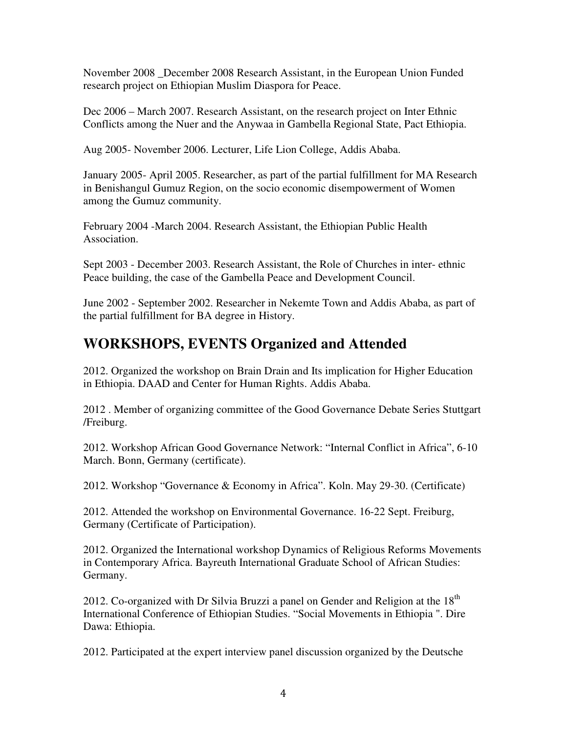November 2008 _December 2008 Research Assistant, in the European Union Funded research project on Ethiopian Muslim Diaspora for Peace.

Dec 2006 – March 2007. Research Assistant, on the research project on Inter Ethnic Conflicts among the Nuer and the Anywaa in Gambella Regional State, Pact Ethiopia.

Aug 2005- November 2006. Lecturer, Life Lion College, Addis Ababa.

January 2005- April 2005. Researcher, as part of the partial fulfillment for MA Research in Benishangul Gumuz Region, on the socio economic disempowerment of Women among the Gumuz community.

February 2004 -March 2004. Research Assistant, the Ethiopian Public Health Association.

Sept 2003 - December 2003. Research Assistant, the Role of Churches in inter- ethnic Peace building, the case of the Gambella Peace and Development Council.

June 2002 - September 2002. Researcher in Nekemte Town and Addis Ababa, as part of the partial fulfillment for BA degree in History.

## WORKSHOPS, EVENTS Organized and Attended

2012. Organized the workshop on Brain Drain and Its implication for Higher Education in Ethiopia. DAAD and Center for Human Rights. Addis Ababa.

2012 . Member of organizing committee of the Good Governance Debate Series Stuttgart /Freiburg.

2012. Workshop African Good Governance Network: "Internal Conflict in Africa", 6-10 March. Bonn, Germany (certificate).

2012. Workshop "Governance & Economy in Africa". Koln. May 29-30. (Certificate)

2012. Attended the workshop on Environmental Governance. 16-22 Sept. Freiburg, Germany (Certificate of Participation).

2012. Organized the International workshop Dynamics of Religious Reforms Movements in Contemporary Africa. Bayreuth International Graduate School of African Studies: Germany.

2012. Co-organized with Dr Silvia Bruzzi a panel on Gender and Religion at the 18th International Conference of Ethiopian Studies. "Social Movements in Ethiopia ". Dire Dawa: Ethiopia.

2012. Participated at the expert interview panel discussion organized by the Deutsche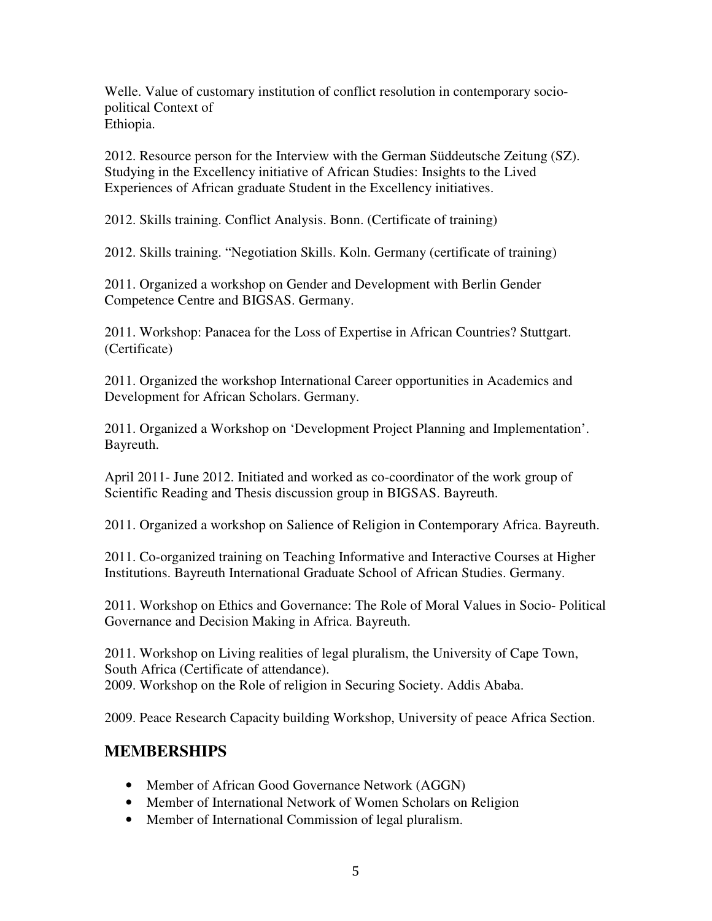Welle. Value of customary institution of conflict resolution in contemporary socio-political Context of
Ethiopia.

2012. Resource person for the Interview with the German Süddeutsche Zeitung (SZ). Studying in the Excellency initiative of African Studies: Insights to the Lived Experiences of African graduate Student in the Excellency initiatives.

2012. Skills training. Conflict Analysis. Bonn. (Certificate of training)

2012. Skills training. "Negotiation Skills. Koln. Germany (certificate of training)

2011. Organized a workshop on Gender and Development with Berlin Gender Competence Centre and BIGSAS. Germany.

2011. Workshop: Panacea for the Loss of Expertise in African Countries? Stuttgart. (Certificate)

2011. Organized the workshop International Career opportunities in Academics and Development for African Scholars. Germany.

2011. Organized a Workshop on 'Development Project Planning and Implementation'. Bayreuth.

April 2011- June 2012. Initiated and worked as co-coordinator of the work group of Scientific Reading and Thesis discussion group in BIGSAS. Bayreuth.

2011. Organized a workshop on Salience of Religion in Contemporary Africa. Bayreuth.

2011. Co-organized training on Teaching Informative and Interactive Courses at Higher Institutions. Bayreuth International Graduate School of African Studies. Germany.

2011. Workshop on Ethics and Governance: The Role of Moral Values in Socio- Political Governance and Decision Making in Africa. Bayreuth.

2011. Workshop on Living realities of legal pluralism, the University of Cape Town, South Africa (Certificate of attendance).
2009. Workshop on the Role of religion in Securing Society. Addis Ababa.

2009. Peace Research Capacity building Workshop, University of peace Africa Section.

## MEMBERSHIPS

- Member of African Good Governance Network (AGGN)
- Member of International Network of Women Scholars on Religion
- Member of International Commission of legal pluralism.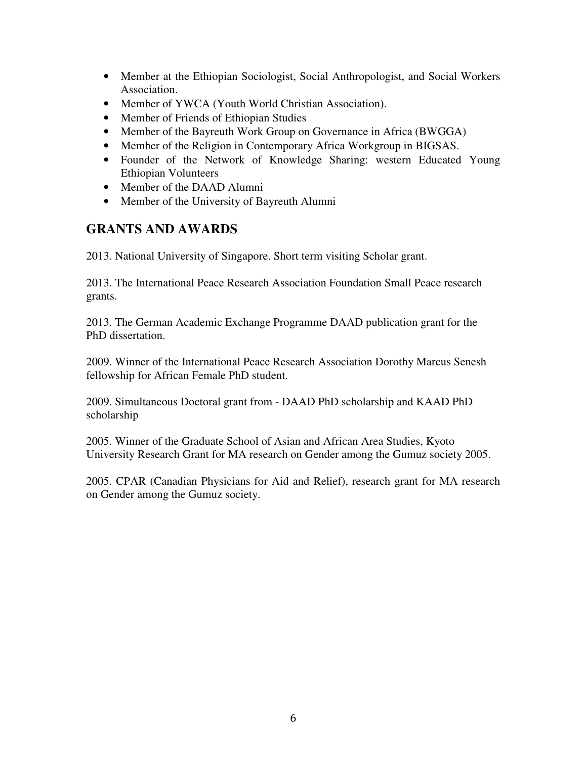- Member at the Ethiopian Sociologist, Social Anthropologist, and Social Workers Association.
- Member of YWCA (Youth World Christian Association).
- Member of Friends of Ethiopian Studies
- Member of the Bayreuth Work Group on Governance in Africa (BWGGA)
- Member of the Religion in Contemporary Africa Workgroup in BIGSAS.
- Founder of the Network of Knowledge Sharing: western Educated Young Ethiopian Volunteers
- Member of the DAAD Alumni
- Member of the University of Bayreuth Alumni

## GRANTS AND AWARDS

2013. National University of Singapore. Short term visiting Scholar grant.

2013. The International Peace Research Association Foundation Small Peace research grants.

2013. The German Academic Exchange Programme DAAD publication grant for the PhD dissertation.

2009. Winner of the International Peace Research Association Dorothy Marcus Senesh fellowship for African Female PhD student.

2009. Simultaneous Doctoral grant from - DAAD PhD scholarship and KAAD PhD scholarship

2005. Winner of the Graduate School of Asian and African Area Studies, Kyoto University Research Grant for MA research on Gender among the Gumuz society 2005.

2005. CPAR (Canadian Physicians for Aid and Relief), research grant for MA research on Gender among the Gumuz society.